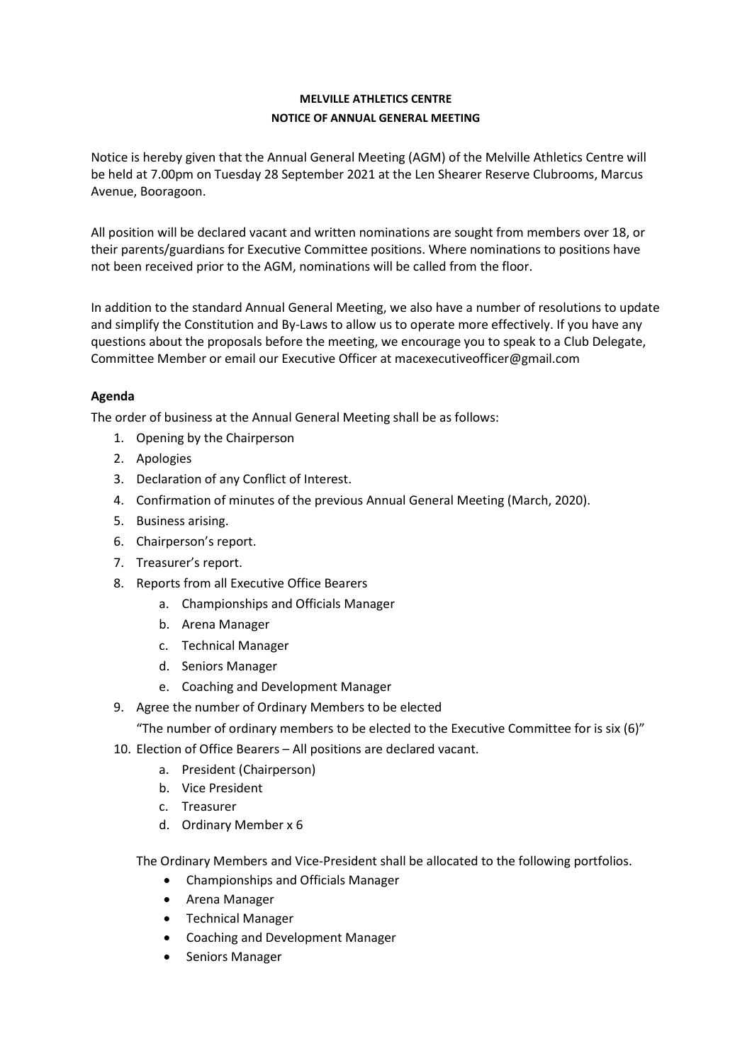**MELVILLE ATHLETICS CENTRE**

**NOTICE OF ANNUAL GENERAL MEETING**

Notice is hereby given that the Annual General Meeting (AGM) of the Melville Athletics Centre will be held at 7.00pm on Tuesday 28 September 2021 at the Len Shearer Reserve Clubrooms, Marcus Avenue, Booragoon.

All position will be declared vacant and written nominations are sought from members over 18, or their parents/guardians for Executive Committee positions. Where nominations to positions have not been received prior to the AGM, nominations will be called from the floor.

In addition to the standard Annual General Meeting, we also have a number of resolutions to update and simplify the Constitution and By-Laws to allow us to operate more effectively. If you have any questions about the proposals before the meeting, we encourage you to speak to a Club Delegate, Committee Member or email our Executive Officer at macexecutiveofficer@gmail.com

**Agenda**

The order of business at the Annual General Meeting shall be as follows:

1. Opening by the Chairperson
2. Apologies
3. Declaration of any Conflict of Interest.
4. Confirmation of minutes of the previous Annual General Meeting (March, 2020).
5. Business arising.
6. Chairperson's report.
7. Treasurer's report.
8. Reports from all Executive Office Bearers
    a. Championships and Officials Manager
    b. Arena Manager
    c. Technical Manager
    d. Seniors Manager
    e. Coaching and Development Manager
9. Agree the number of Ordinary Members to be elected

    "The number of ordinary members to be elected to the Executive Committee for is six (6)"
10. Election of Office Bearers – All positions are declared vacant.
    a. President (Chairperson)
    b. Vice President
    c. Treasurer
    d. Ordinary Member x 6

    The Ordinary Members and Vice-President shall be allocated to the following portfolios.

    - Championships and Officials Manager
    - Arena Manager
    - Technical Manager
    - Coaching and Development Manager
    - Seniors Manager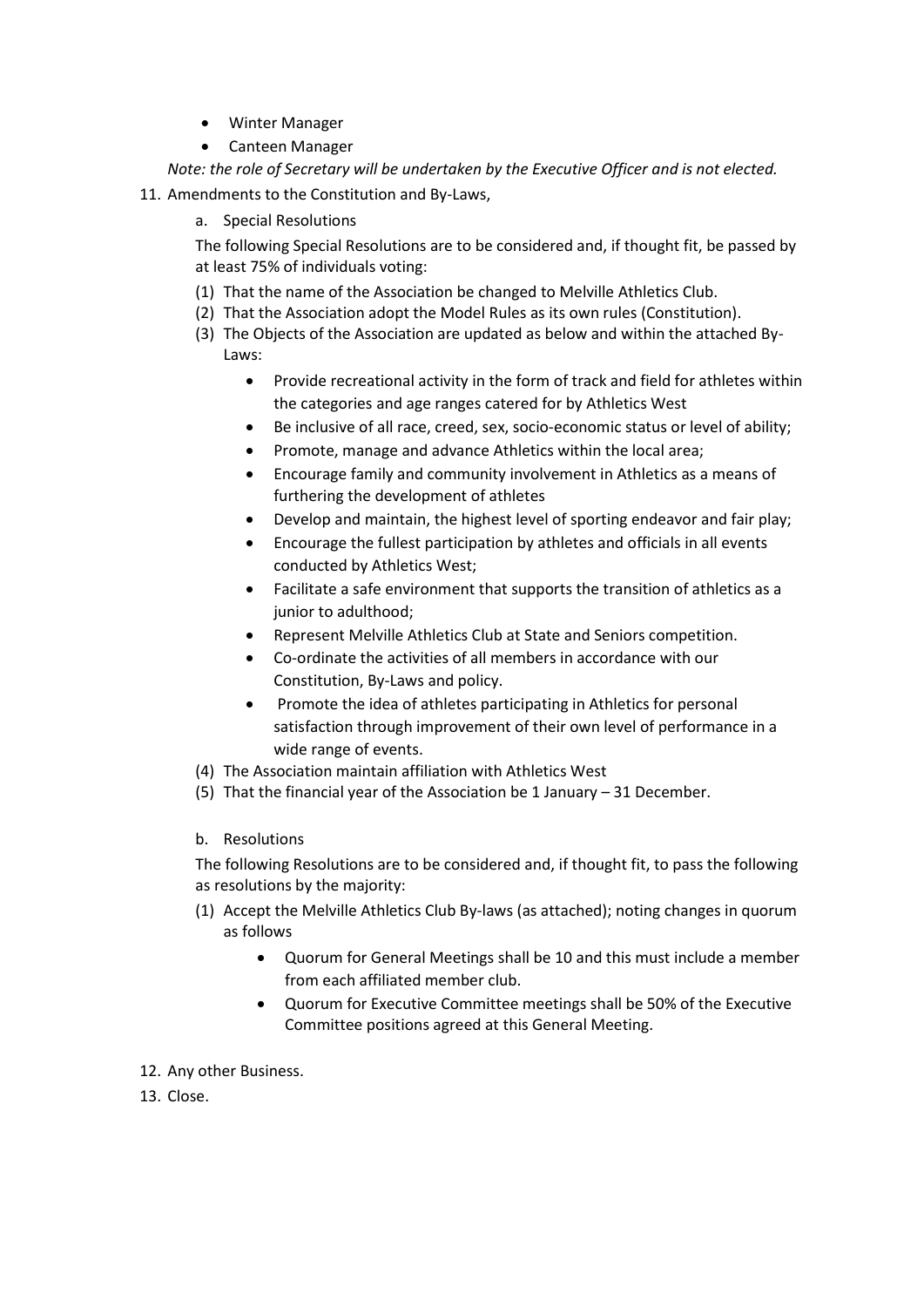- Winter Manager
- Canteen Manager

*Note: the role of Secretary will be undertaken by the Executive Officer and is not elected.*

11. Amendments to the Constitution and By-Laws,

    a. Special Resolutions

    The following Special Resolutions are to be considered and, if thought fit, be passed by at least 75% of individuals voting:

    (1) That the name of the Association be changed to Melville Athletics Club.
    (2) That the Association adopt the Model Rules as its own rules (Constitution).
    (3) The Objects of the Association are updated as below and within the attached By-Laws:
        - Provide recreational activity in the form of track and field for athletes within the categories and age ranges catered for by Athletics West
        - Be inclusive of all race, creed, sex, socio-economic status or level of ability;
        - Promote, manage and advance Athletics within the local area;
        - Encourage family and community involvement in Athletics as a means of furthering the development of athletes
        - Develop and maintain, the highest level of sporting endeavor and fair play;
        - Encourage the fullest participation by athletes and officials in all events conducted by Athletics West;
        - Facilitate a safe environment that supports the transition of athletics as a junior to adulthood;
        - Represent Melville Athletics Club at State and Seniors competition.
        - Co-ordinate the activities of all members in accordance with our Constitution, By-Laws and policy.
        - Promote the idea of athletes participating in Athletics for personal satisfaction through improvement of their own level of performance in a wide range of events.
    (4) The Association maintain affiliation with Athletics West
    (5) That the financial year of the Association be 1 January – 31 December.

    b. Resolutions

    The following Resolutions are to be considered and, if thought fit, to pass the following as resolutions by the majority:

    (1) Accept the Melville Athletics Club By-laws (as attached); noting changes in quorum as follows
        - Quorum for General Meetings shall be 10 and this must include a member from each affiliated member club.
        - Quorum for Executive Committee meetings shall be 50% of the Executive Committee positions agreed at this General Meeting.

12. Any other Business.
13. Close.